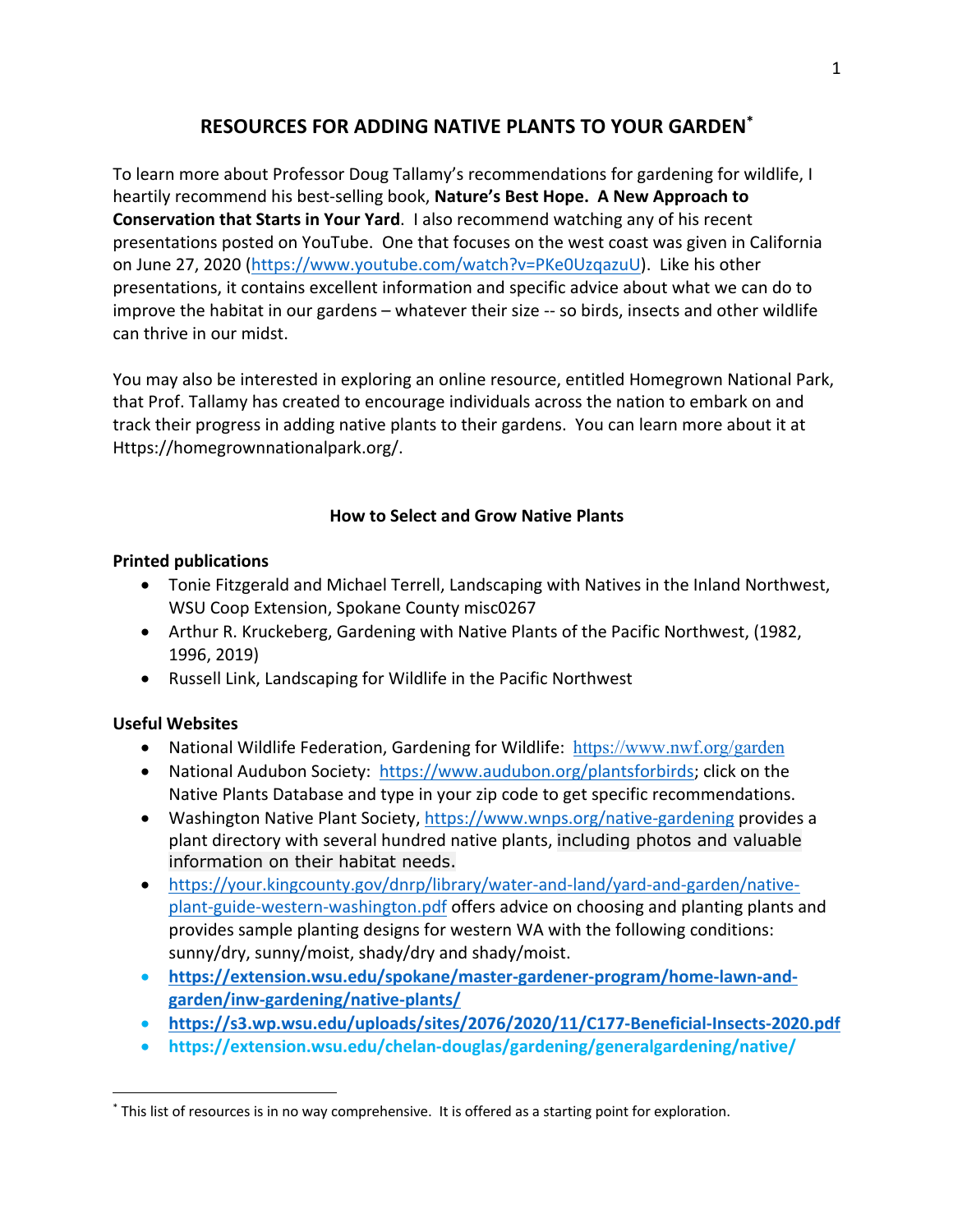# RESOURCES FOR ADDING NATIVE PLANTS TO YOUR GARDEN[*]

To learn more about Professor Doug Tallamy's recommendations for gardening for wildlife, I heartily recommend his best-selling book, **Nature's Best Hope. A New Approach to Conservation that Starts in Your Yard**. I also recommend watching any of his recent presentations posted on YouTube. One that focuses on the west coast was given in California on June 27, 2020 (https://www.youtube.com/watch?v=PKe0UzqazuU). Like his other presentations, it contains excellent information and specific advice about what we can do to improve the habitat in our gardens – whatever their size -- so birds, insects and other wildlife can thrive in our midst.

You may also be interested in exploring an online resource, entitled Homegrown National Park, that Prof. Tallamy has created to encourage individuals across the nation to embark on and track their progress in adding native plants to their gardens. You can learn more about it at Https://homegrownnationalpark.org/.

## How to Select and Grow Native Plants

### Printed publications

- Tonie Fitzgerald and Michael Terrell, Landscaping with Natives in the Inland Northwest, WSU Coop Extension, Spokane County misc0267
- Arthur R. Kruckeberg, Gardening with Native Plants of the Pacific Northwest, (1982, 1996, 2019)
- Russell Link, Landscaping for Wildlife in the Pacific Northwest

### Useful Websites

- National Wildlife Federation, Gardening for Wildlife: https://www.nwf.org/garden
- National Audubon Society: https://www.audubon.org/plantsforbirds; click on the Native Plants Database and type in your zip code to get specific recommendations.
- Washington Native Plant Society, https://www.wnps.org/native-gardening provides a plant directory with several hundred native plants, including photos and valuable information on their habitat needs.
- https://your.kingcounty.gov/dnrp/library/water-and-land/yard-and-garden/native-plant-guide-western-washington.pdf offers advice on choosing and planting plants and provides sample planting designs for western WA with the following conditions: sunny/dry, sunny/moist, shady/dry and shady/moist.
- **https://extension.wsu.edu/spokane/master-gardener-program/home-lawn-and-garden/inw-gardening/native-plants/**
- **https://s3.wp.wsu.edu/uploads/sites/2076/2020/11/C177-Beneficial-Insects-2020.pdf**
- **https://extension.wsu.edu/chelan-douglas/gardening/generalgardening/native/**

[*] This list of resources is in no way comprehensive. It is offered as a starting point for exploration.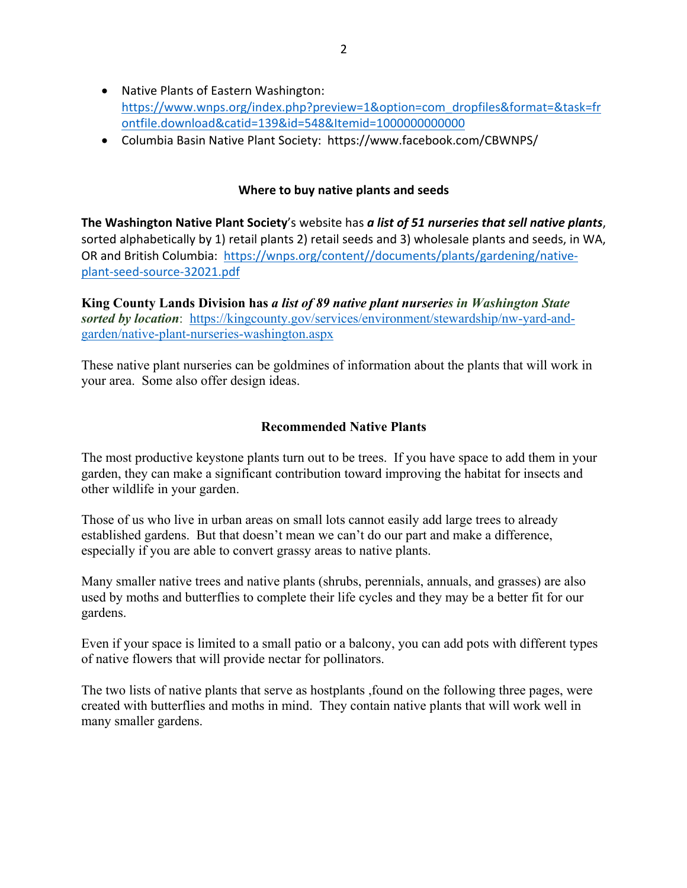- Native Plants of Eastern Washington: https://www.wnps.org/index.php?preview=1&option=com_dropfiles&format=&task=frontfile.download&catid=139&id=548&Itemid=1000000000000
- Columbia Basin Native Plant Society: https://www.facebook.com/CBWNPS/

## Where to buy native plants and seeds

**The Washington Native Plant Society**'s website has ***a list of 51 nurseries that sell native plants***, sorted alphabetically by 1) retail plants 2) retail seeds and 3) wholesale plants and seeds, in WA, OR and British Columbia: https://wnps.org/content//documents/plants/gardening/native-plant-seed-source-32021.pdf

**King County Lands Division has *a list of 89 native plant nurseries in Washington State sorted by location***: https://kingcounty.gov/services/environment/stewardship/nw-yard-and-garden/native-plant-nurseries-washington.aspx

These native plant nurseries can be goldmines of information about the plants that will work in your area. Some also offer design ideas.

## Recommended Native Plants

The most productive keystone plants turn out to be trees. If you have space to add them in your garden, they can make a significant contribution toward improving the habitat for insects and other wildlife in your garden.

Those of us who live in urban areas on small lots cannot easily add large trees to already established gardens. But that doesn't mean we can't do our part and make a difference, especially if you are able to convert grassy areas to native plants.

Many smaller native trees and native plants (shrubs, perennials, annuals, and grasses) are also used by moths and butterflies to complete their life cycles and they may be a better fit for our gardens.

Even if your space is limited to a small patio or a balcony, you can add pots with different types of native flowers that will provide nectar for pollinators.

The two lists of native plants that serve as hostplants ,found on the following three pages, were created with butterflies and moths in mind. They contain native plants that will work well in many smaller gardens.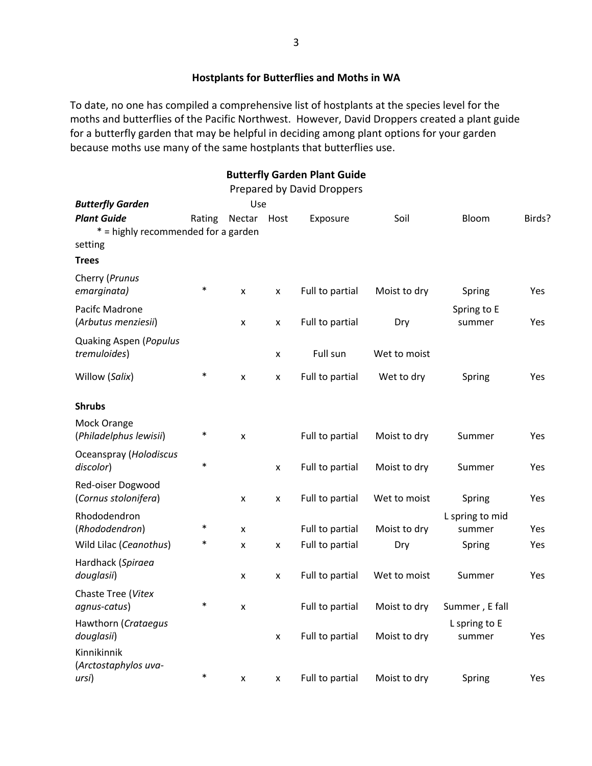## Hostplants for Butterflies and Moths in WA

To date, no one has compiled a comprehensive list of hostplants at the species level for the moths and butterflies of the Pacific Northwest. However, David Droppers created a plant guide for a butterfly garden that may be helpful in deciding among plant options for your garden because moths use many of the same hostplants that butterflies use.

### Butterfly Garden Plant Guide

Prepared by David Droppers

| ***Butterfly Garden Plant Guide*** * = highly recommended for a garden setting | Rating | Use Nectar | Host | Exposure | Soil | Bloom | Birds? |
|---|---|---|---|---|---|---|---|
| **Trees** | | | | | | | |
| Cherry (*Prunus emarginata)* | * | x | x | Full to partial | Moist to dry | Spring | Yes |
| Pacifc Madrone (*Arbutus menziesii*) | | x | x | Full to partial | Dry | Spring to E summer | Yes |
| Quaking Aspen (*Populus tremuloides*) | | | x | Full sun | Wet to moist | | |
| Willow (*Salix*) | * | x | x | Full to partial | Wet to dry | Spring | Yes |
| **Shrubs** | | | | | | | |
| Mock Orange (*Philadelphus lewisii*) | * | x | | Full to partial | Moist to dry | Summer | Yes |
| Oceanspray (*Holodiscus discolor*) | * | | x | Full to partial | Moist to dry | Summer | Yes |
| Red-oiser Dogwood (*Cornus stolonifera*) | | x | x | Full to partial | Wet to moist | Spring | Yes |
| Rhododendron (*Rhododendron*) | * | x | | Full to partial | Moist to dry | L spring to mid summer | Yes |
| Wild Lilac (*Ceanothus*) | * | x | x | Full to partial | Dry | Spring | Yes |
| Hardhack (*Spiraea douglasii*) | | x | x | Full to partial | Wet to moist | Summer | Yes |
| Chaste Tree (*Vitex agnus-catus*) | * | x | | Full to partial | Moist to dry | Summer , E fall | |
| Hawthorn (*Crataegus douglasii*) | | | x | Full to partial | Moist to dry | L spring to E summer | Yes |
| Kinnikinnik (*Arctostaphylos uva-ursi*) | * | x | x | Full to partial | Moist to dry | Spring | Yes |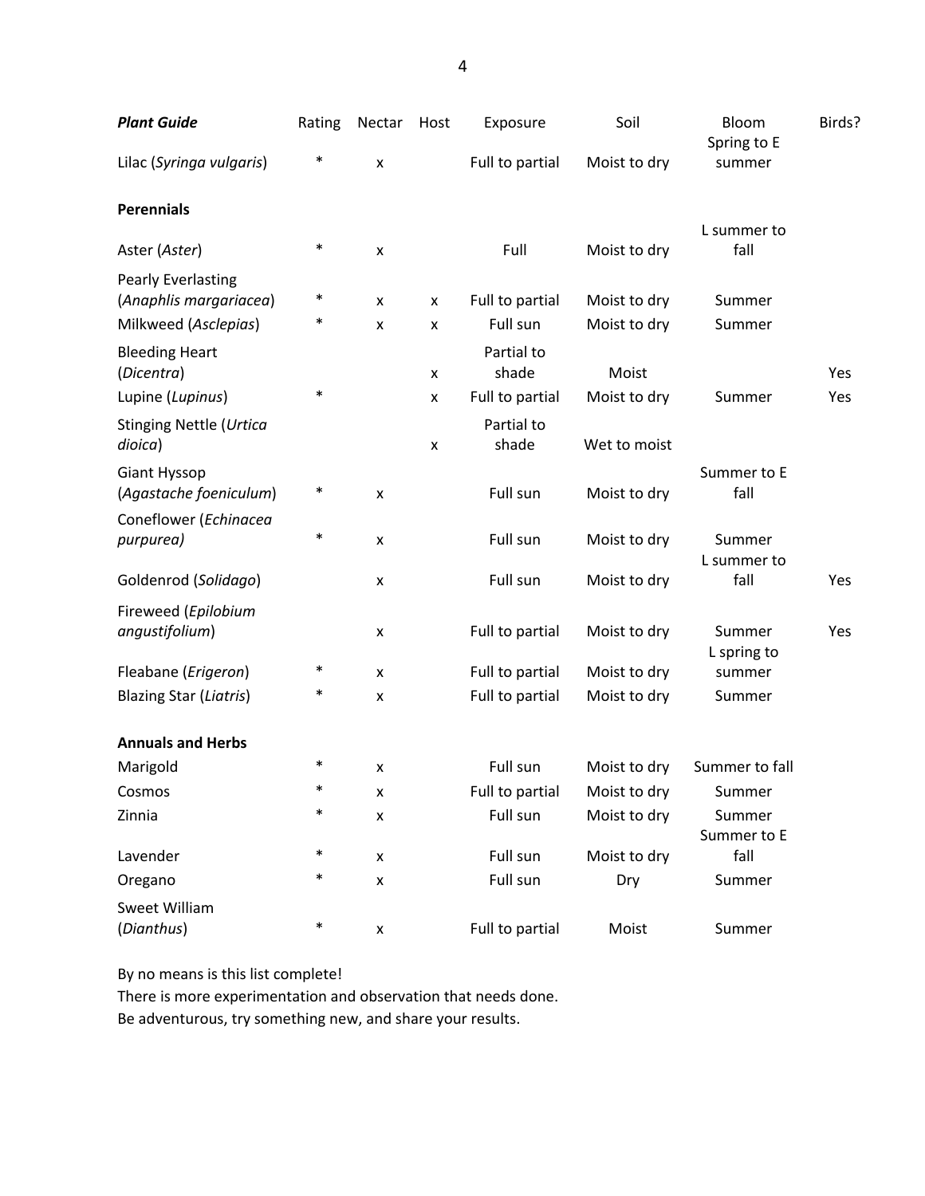| ***Plant Guide*** | Rating | Nectar | Host | Exposure | Soil | Bloom | Birds? |
|---|---|---|---|---|---|---|---|
| Lilac (*Syringa vulgaris*) | * | x | | Full to partial | Moist to dry | Spring to E summer | |
| **Perennials** | | | | | | | |
| Aster (*Aster*) | * | x | | Full | Moist to dry | L summer to fall | |
| Pearly Everlasting (*Anaphlis margariacea*) | * | x | x | Full to partial | Moist to dry | Summer | |
| Milkweed (*Asclepias*) | * | x | x | Full sun | Moist to dry | Summer | |
| Bleeding Heart (*Dicentra*) | | | x | Partial to shade | Moist | | Yes |
| Lupine (*Lupinus*) | * | | x | Full to partial | Moist to dry | Summer | Yes |
| Stinging Nettle (*Urtica dioica*) | | | x | Partial to shade | Wet to moist | | |
| Giant Hyssop (*Agastache foeniculum*) | * | x | | Full sun | Moist to dry | Summer to E fall | |
| Coneflower (*Echinacea purpurea)* | * | x | | Full sun | Moist to dry | Summer | |
| Goldenrod (*Solidago*) | | x | | Full sun | Moist to dry | L summer to fall | Yes |
| Fireweed (*Epilobium angustifolium*) | | x | | Full to partial | Moist to dry | Summer | Yes |
| Fleabane (*Erigeron*) | * | x | | Full to partial | Moist to dry | L spring to summer | |
| Blazing Star (*Liatris*) | * | x | | Full to partial | Moist to dry | Summer | |
| **Annuals and Herbs** | | | | | | | |
| Marigold | * | x | | Full sun | Moist to dry | Summer to fall | |
| Cosmos | * | x | | Full to partial | Moist to dry | Summer | |
| Zinnia | * | x | | Full sun | Moist to dry | Summer | |
| Lavender | * | x | | Full sun | Moist to dry | Summer to E fall | |
| Oregano | * | x | | Full sun | Dry | Summer | |
| Sweet William (*Dianthus*) | * | x | | Full to partial | Moist | Summer | |

By no means is this list complete!
There is more experimentation and observation that needs done.
Be adventurous, try something new, and share your results.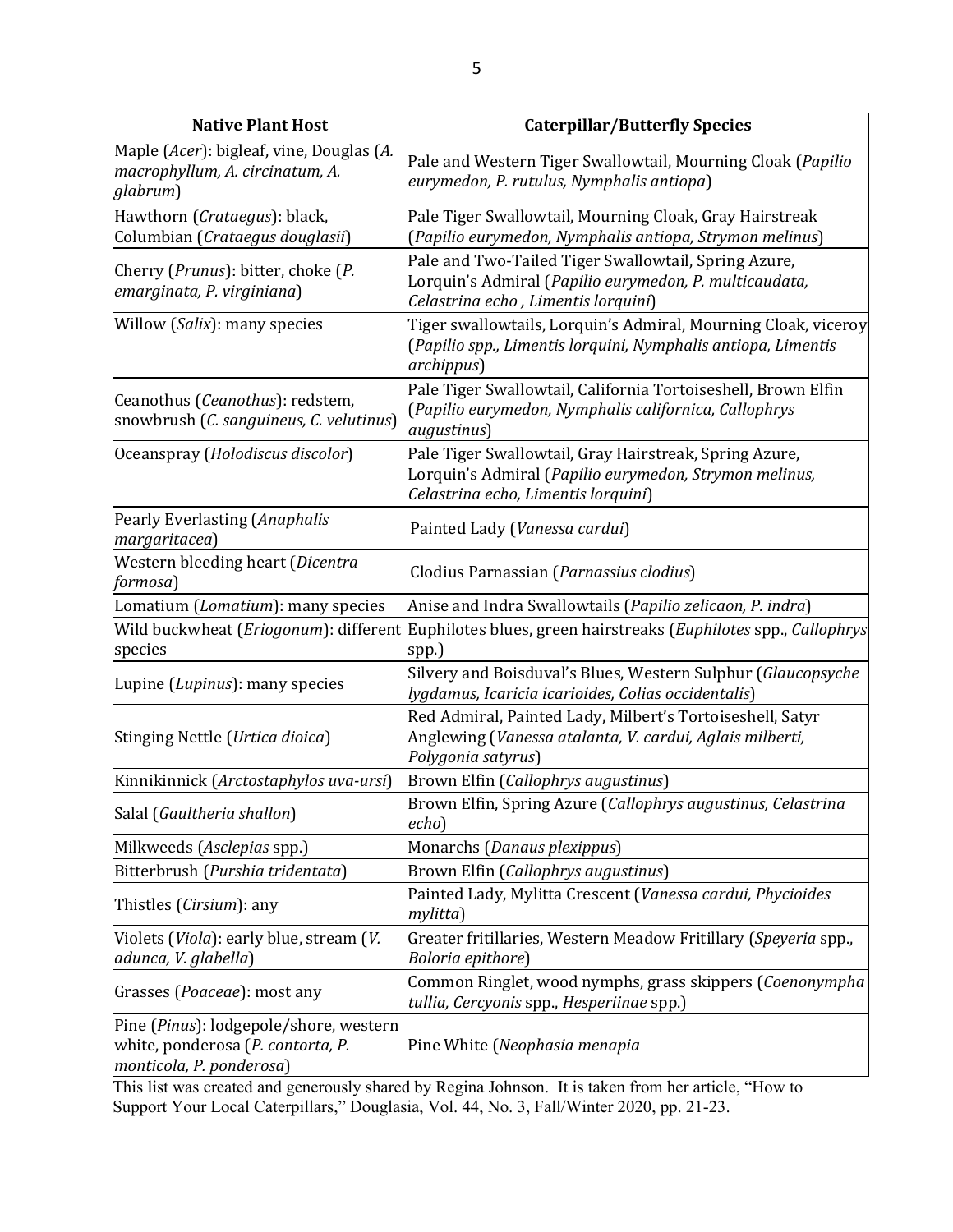| Native Plant Host | Caterpillar/Butterfly Species |
| --- | --- |
| Maple (*Acer*): bigleaf, vine, Douglas (*A. macrophyllum, A. circinatum, A. glabrum*) | Pale and Western Tiger Swallowtail, Mourning Cloak (*Papilio eurymedon, P. rutulus, Nymphalis antiopa*) |
| Hawthorn (*Crataegus*): black, Columbian (*Crataegus douglasii*) | Pale Tiger Swallowtail, Mourning Cloak, Gray Hairstreak (*Papilio eurymedon, Nymphalis antiopa, Strymon melinus*) |
| Cherry (*Prunus*): bitter, choke (*P. emarginata, P. virginiana*) | Pale and Two-Tailed Tiger Swallowtail, Spring Azure, Lorquin's Admiral (*Papilio eurymedon, P. multicaudata, Celastrina echo , Limentis lorquini*) |
| Willow (*Salix*): many species | Tiger swallowtails, Lorquin's Admiral, Mourning Cloak, viceroy (*Papilio spp., Limentis lorquini, Nymphalis antiopa, Limentis archippus*) |
| Ceanothus (*Ceanothus*): redstem, snowbrush (*C. sanguineus, C. velutinus*) | Pale Tiger Swallowtail, California Tortoiseshell, Brown Elfin (*Papilio eurymedon, Nymphalis californica, Callophrys augustinus*) |
| Oceanspray (*Holodiscus discolor*) | Pale Tiger Swallowtail, Gray Hairstreak, Spring Azure, Lorquin's Admiral (*Papilio eurymedon, Strymon melinus, Celastrina echo, Limentis lorquini*) |
| Pearly Everlasting (*Anaphalis margaritacea*) | Painted Lady (*Vanessa cardui*) |
| Western bleeding heart (*Dicentra formosa*) | Clodius Parnassian (*Parnassius clodius*) |
| Lomatium (*Lomatium*): many species | Anise and Indra Swallowtails (*Papilio zelicaon, P. indra*) |
| Wild buckwheat (*Eriogonum*): different species | Euphilotes blues, green hairstreaks (*Euphilotes* spp., *Callophrys* spp.) |
| Lupine (*Lupinus*): many species | Silvery and Boisduval's Blues, Western Sulphur (*Glaucopsyche lygdamus, Icaricia icarioides, Colias occidentalis*) |
| Stinging Nettle (*Urtica dioica*) | Red Admiral, Painted Lady, Milbert's Tortoiseshell, Satyr Anglewing (*Vanessa atalanta, V. cardui, Aglais milberti, Polygonia satyrus*) |
| Kinnikinnick (*Arctostaphylos uva-ursi*) | Brown Elfin (*Callophrys augustinus*) |
| Salal (*Gaultheria shallon*) | Brown Elfin, Spring Azure (*Callophrys augustinus, Celastrina echo*) |
| Milkweeds (*Asclepias* spp.) | Monarchs (*Danaus plexippus*) |
| Bitterbrush (*Purshia tridentata*) | Brown Elfin (*Callophrys augustinus*) |
| Thistles (*Cirsium*): any | Painted Lady, Mylitta Crescent (*Vanessa cardui, Phycioides mylitta*) |
| Violets (*Viola*): early blue, stream (*V. adunca, V. glabella*) | Greater fritillaries, Western Meadow Fritillary (*Speyeria* spp., *Boloria epithore*) |
| Grasses (*Poaceae*): most any | Common Ringlet, wood nymphs, grass skippers (*Coenonympha tullia, Cercyonis* spp., *Hesperiinae* spp.) |
| Pine (*Pinus*): lodgepole/shore, western white, ponderosa (*P. contorta, P. monticola, P. ponderosa*) | Pine White (*Neophasia menapia* |

This list was created and generously shared by Regina Johnson. It is taken from her article, "How to Support Your Local Caterpillars," Douglasia, Vol. 44, No. 3, Fall/Winter 2020, pp. 21-23.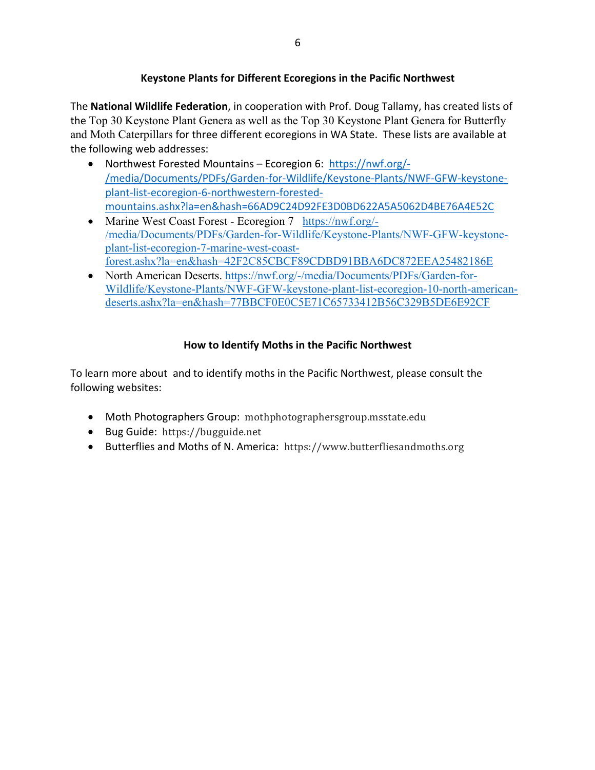## Keystone Plants for Different Ecoregions in the Pacific Northwest

The **National Wildlife Federation**, in cooperation with Prof. Doug Tallamy, has created lists of the Top 30 Keystone Plant Genera as well as the Top 30 Keystone Plant Genera for Butterfly and Moth Caterpillars for three different ecoregions in WA State. These lists are available at the following web addresses:

- Northwest Forested Mountains – Ecoregion 6: https://nwf.org/-/media/Documents/PDFs/Garden-for-Wildlife/Keystone-Plants/NWF-GFW-keystone-plant-list-ecoregion-6-northwestern-forested-mountains.ashx?la=en&hash=66AD9C24D92FE3D0BD622A5A5062D4BE76A4E52C
- Marine West Coast Forest - Ecoregion 7 https://nwf.org/-/media/Documents/PDFs/Garden-for-Wildlife/Keystone-Plants/NWF-GFW-keystone-plant-list-ecoregion-7-marine-west-coast-forest.ashx?la=en&hash=42F2C85CBCF89CDBD91BBA6DC872EEA25482186E
- North American Deserts. https://nwf.org/-/media/Documents/PDFs/Garden-for-Wildlife/Keystone-Plants/NWF-GFW-keystone-plant-list-ecoregion-10-north-american-deserts.ashx?la=en&hash=77BBCF0E0C5E71C65733412B56C329B5DE6E92CF

## How to Identify Moths in the Pacific Northwest

To learn more about and to identify moths in the Pacific Northwest, please consult the following websites:

- Moth Photographers Group: mothphotographersgroup.msstate.edu
- Bug Guide: https://bugguide.net
- Butterflies and Moths of N. America: https://www.butterfliesandmoths.org